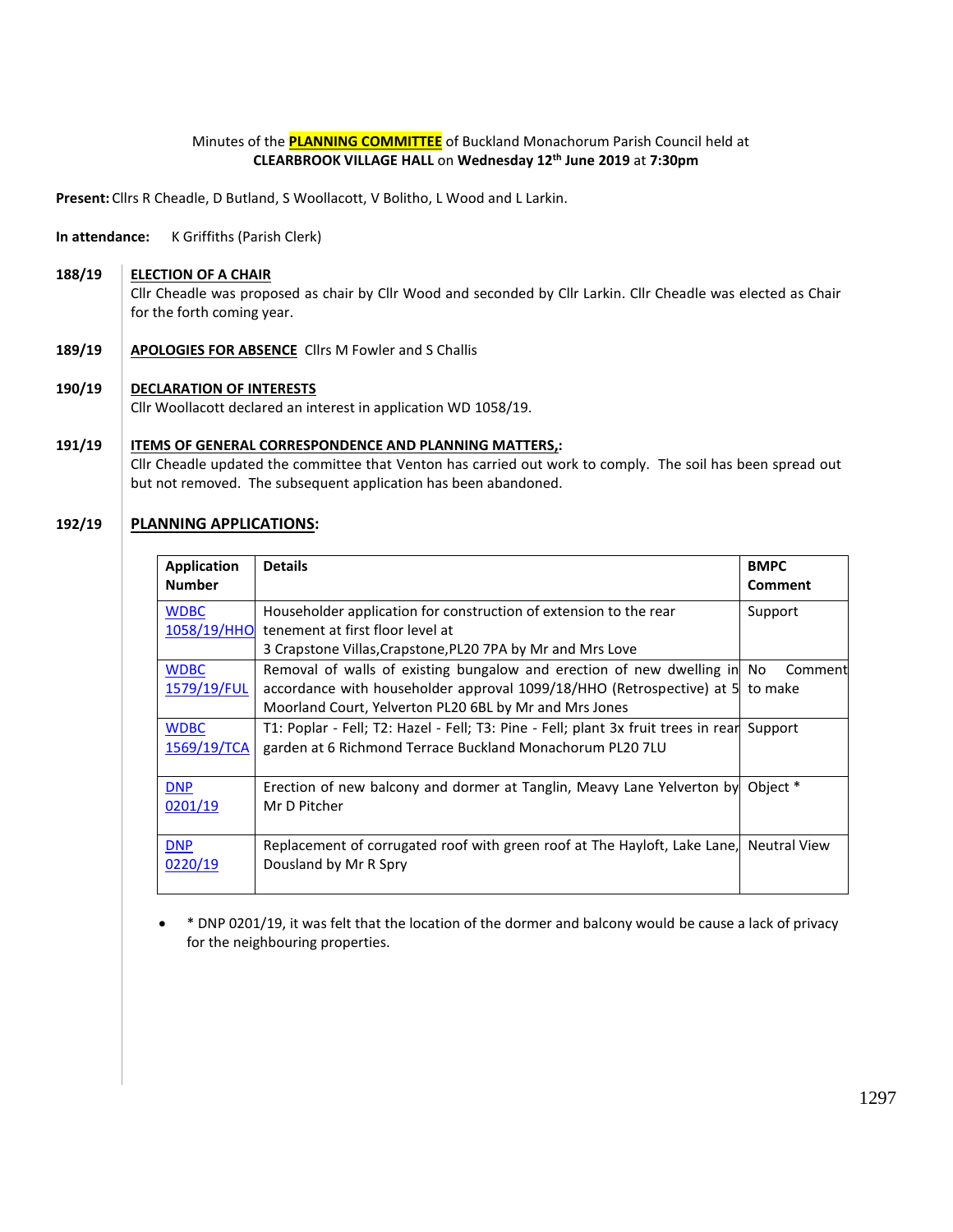Minutes of the **PLANNING COMMITTEE** of Buckland Monachorum Parish Council held at **CLEARBROOK VILLAGE HALL** on **Wednesday 12th June 2019** at **7:30pm**

**Present:** Cllrs R Cheadle, D Butland, S Woollacott, V Bolitho, L Wood and L Larkin.

**In attendance:** K Griffiths (Parish Clerk)

**188/19** **ELECTION OF A CHAIR**
Cllr Cheadle was proposed as chair by Cllr Wood and seconded by Cllr Larkin. Cllr Cheadle was elected as Chair for the forth coming year.

**189/19** **APOLOGIES FOR ABSENCE** Cllrs M Fowler and S Challis

**190/19** **DECLARATION OF INTERESTS**
Cllr Woollacott declared an interest in application WD 1058/19.

**191/19** **ITEMS OF GENERAL CORRESPONDENCE AND PLANNING MATTERS,:**
Cllr Cheadle updated the committee that Venton has carried out work to comply. The soil has been spread out but not removed. The subsequent application has been abandoned.

**192/19** **PLANNING APPLICATIONS:**

| Application Number | Details | BMPC Comment |
|---|---|---|
| WDBC 1058/19/HHO | Householder application for construction of extension to the rear tenement at first floor level at 3 Crapstone Villas,Crapstone,PL20 7PA by Mr and Mrs Love | Support |
| WDBC 1579/19/FUL | Removal of walls of existing bungalow and erection of new dwelling in accordance with householder approval 1099/18/HHO (Retrospective) at 5 Moorland Court, Yelverton PL20 6BL by Mr and Mrs Jones | No Comment to make |
| WDBC 1569/19/TCA | T1: Poplar - Fell; T2: Hazel - Fell; T3: Pine - Fell; plant 3x fruit trees in rear garden at 6 Richmond Terrace Buckland Monachorum PL20 7LU | Support |
| DNP 0201/19 | Erection of new balcony and dormer at Tanglin, Meavy Lane Yelverton by Mr D Pitcher | Object * |
| DNP 0220/19 | Replacement of corrugated roof with green roof at The Hayloft, Lake Lane, Dousland by Mr R Spry | Neutral View |

- * DNP 0201/19, it was felt that the location of the dormer and balcony would be cause a lack of privacy for the neighbouring properties.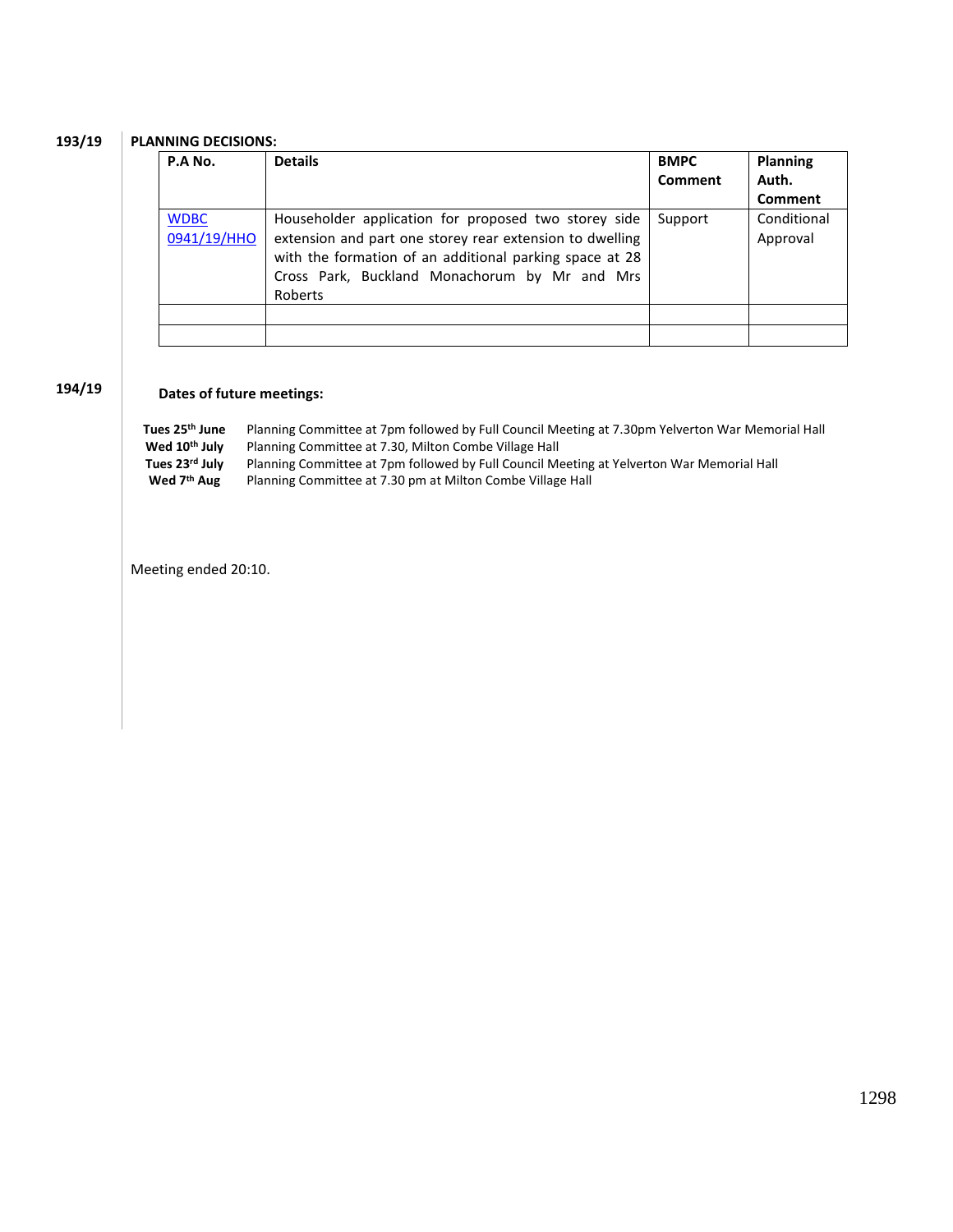**193/19** **PLANNING DECISIONS:**

| P.A No. | Details | BMPC Comment | Planning Auth. Comment |
|---|---|---|---|
| WDBC 0941/19/HHO | Householder application for proposed two storey side extension and part one storey rear extension to dwelling with the formation of an additional parking space at 28 Cross Park, Buckland Monachorum by Mr and Mrs Roberts | Support | Conditional Approval |
| | | | |
| | | | |

**194/19** **Dates of future meetings:**

**Tues 25th June** Planning Committee at 7pm followed by Full Council Meeting at 7.30pm Yelverton War Memorial Hall
**Wed 10th July** Planning Committee at 7.30, Milton Combe Village Hall
**Tues 23rd July** Planning Committee at 7pm followed by Full Council Meeting at Yelverton War Memorial Hall
**Wed 7th Aug** Planning Committee at 7.30 pm at Milton Combe Village Hall

Meeting ended 20:10.